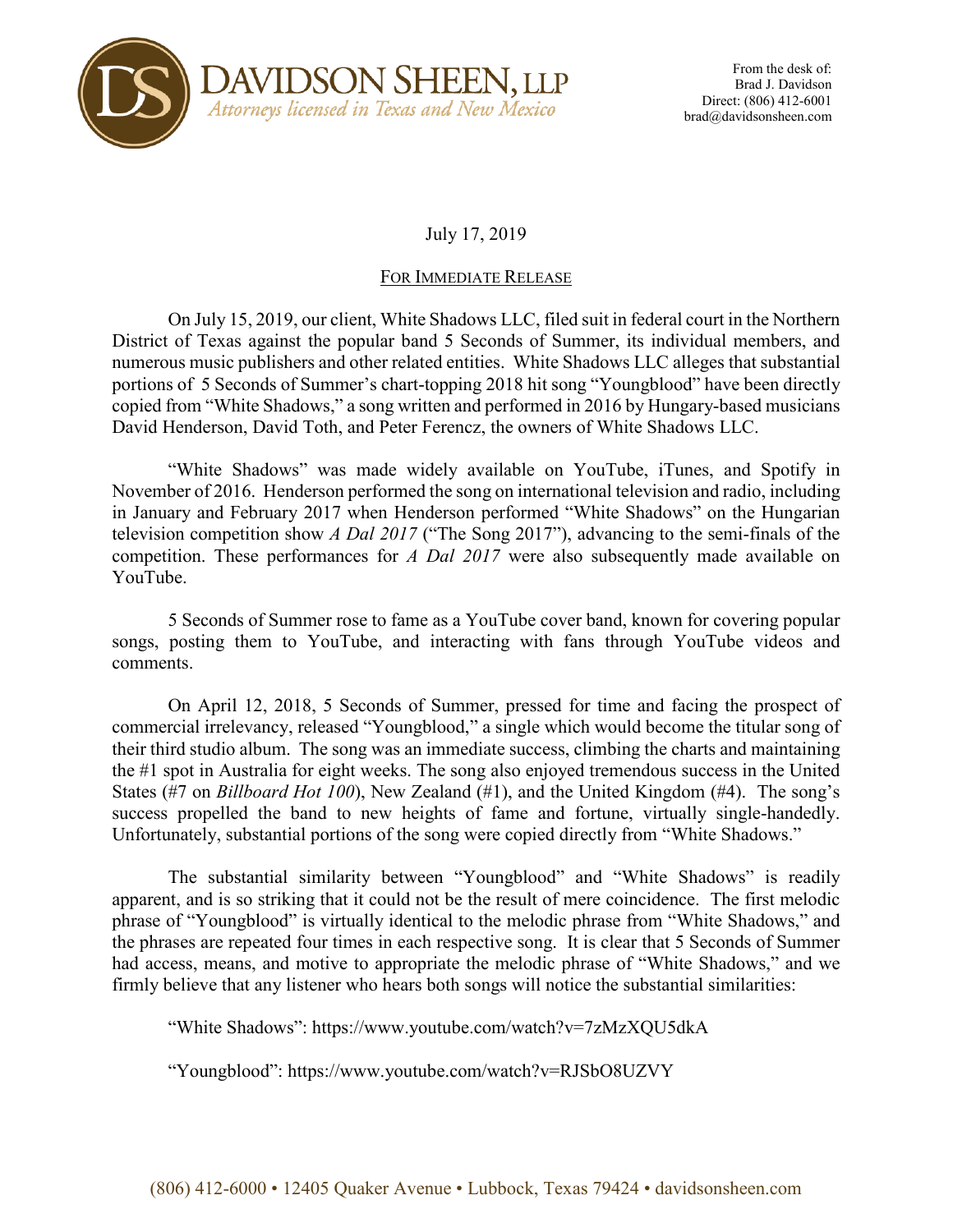**DAVIDSON SHEEN, LLP**
*Attorneys licensed in Texas and New Mexico*

From the desk of:
Brad J. Davidson
Direct: (806) 412-6001
brad@davidsonsheen.com

July 17, 2019

FOR IMMEDIATE RELEASE

On July 15, 2019, our client, White Shadows LLC, filed suit in federal court in the Northern District of Texas against the popular band 5 Seconds of Summer, its individual members, and numerous music publishers and other related entities. White Shadows LLC alleges that substantial portions of 5 Seconds of Summer's chart-topping 2018 hit song "Youngblood" have been directly copied from "White Shadows," a song written and performed in 2016 by Hungary-based musicians David Henderson, David Toth, and Peter Ferencz, the owners of White Shadows LLC.

"White Shadows" was made widely available on YouTube, iTunes, and Spotify in November of 2016. Henderson performed the song on international television and radio, including in January and February 2017 when Henderson performed "White Shadows" on the Hungarian television competition show *A Dal 2017* ("The Song 2017"), advancing to the semi-finals of the competition. These performances for *A Dal 2017* were also subsequently made available on YouTube.

5 Seconds of Summer rose to fame as a YouTube cover band, known for covering popular songs, posting them to YouTube, and interacting with fans through YouTube videos and comments.

On April 12, 2018, 5 Seconds of Summer, pressed for time and facing the prospect of commercial irrelevancy, released "Youngblood," a single which would become the titular song of their third studio album. The song was an immediate success, climbing the charts and maintaining the #1 spot in Australia for eight weeks. The song also enjoyed tremendous success in the United States (#7 on *Billboard Hot 100*), New Zealand (#1), and the United Kingdom (#4). The song's success propelled the band to new heights of fame and fortune, virtually single-handedly. Unfortunately, substantial portions of the song were copied directly from "White Shadows."

The substantial similarity between "Youngblood" and "White Shadows" is readily apparent, and is so striking that it could not be the result of mere coincidence. The first melodic phrase of "Youngblood" is virtually identical to the melodic phrase from "White Shadows," and the phrases are repeated four times in each respective song. It is clear that 5 Seconds of Summer had access, means, and motive to appropriate the melodic phrase of "White Shadows," and we firmly believe that any listener who hears both songs will notice the substantial similarities:

"White Shadows": https://www.youtube.com/watch?v=7zMzXQU5dkA

"Youngblood": https://www.youtube.com/watch?v=RJSbO8UZVY

(806) 412-6000 • 12405 Quaker Avenue • Lubbock, Texas 79424 • davidsonsheen.com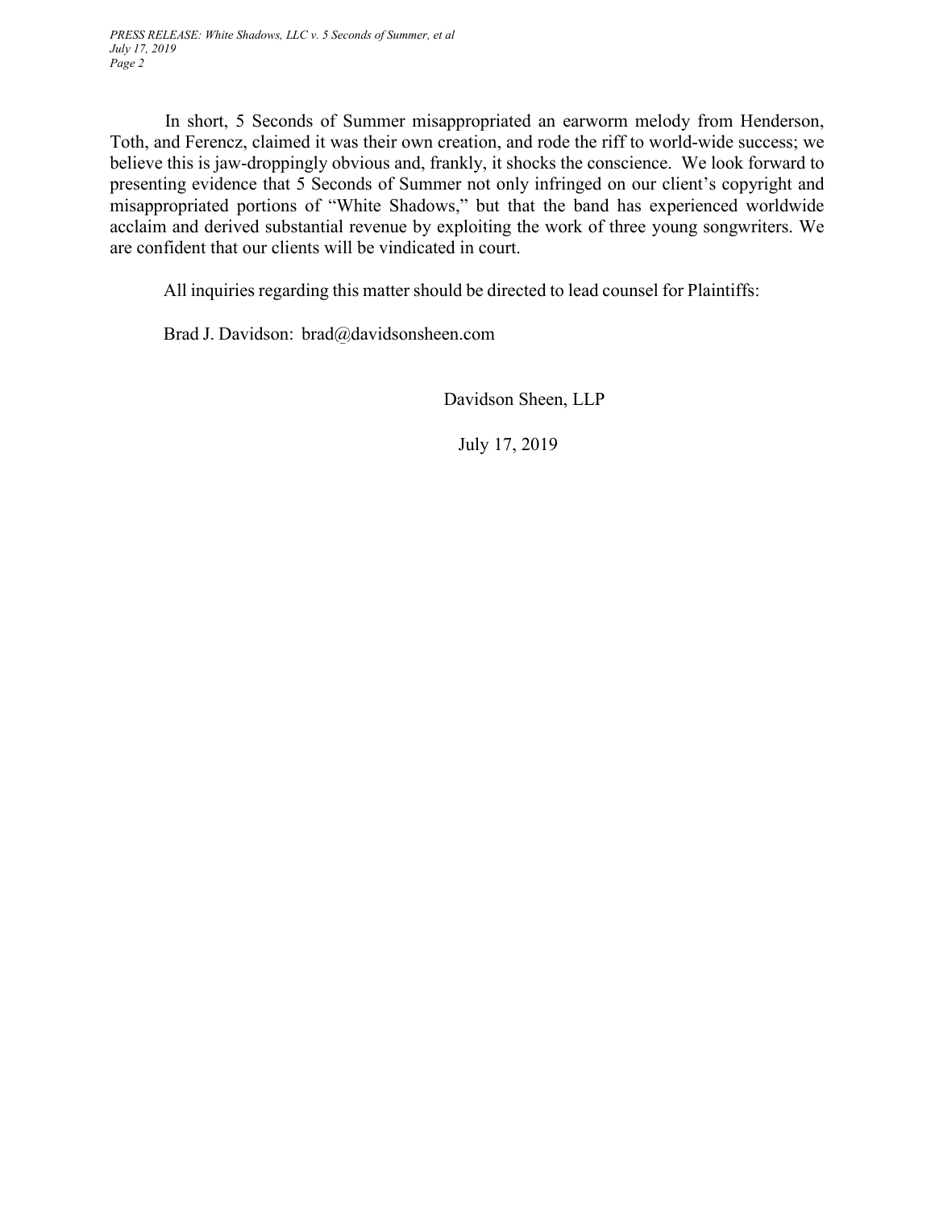In short, 5 Seconds of Summer misappropriated an earworm melody from Henderson, Toth, and Ferencz, claimed it was their own creation, and rode the riff to world-wide success; we believe this is jaw-droppingly obvious and, frankly, it shocks the conscience. We look forward to presenting evidence that 5 Seconds of Summer not only infringed on our client's copyright and misappropriated portions of "White Shadows," but that the band has experienced worldwide acclaim and derived substantial revenue by exploiting the work of three young songwriters. We are confident that our clients will be vindicated in court.

All inquiries regarding this matter should be directed to lead counsel for Plaintiffs:

Brad J. Davidson: brad@davidsonsheen.com

Davidson Sheen, LLP

July 17, 2019